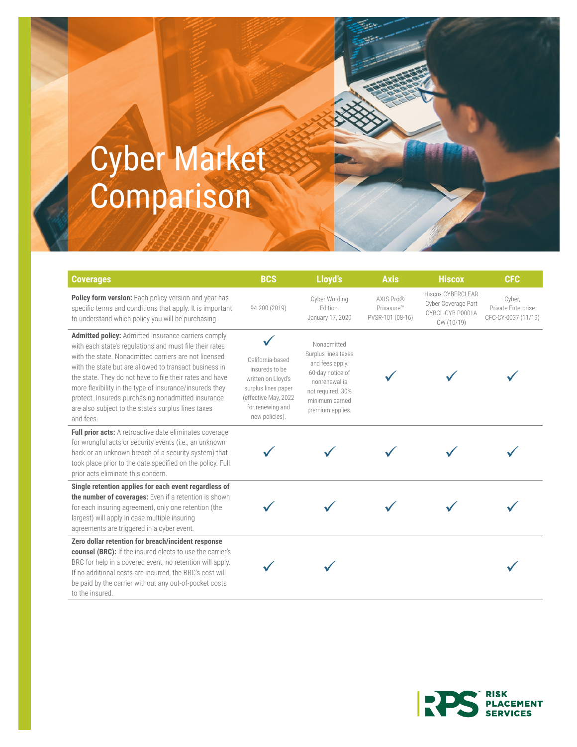# Cyber Market Comparison

| Coverages | BCS | Lloyd's | Axis | Hiscox | CFC |
|---|---|---|---|---|---|
| **Policy form version:** Each policy version and year has specific terms and conditions that apply. It is important to understand which policy you will be purchasing. | 94.200 (2019) | Cyber Wording Edition: January 17, 2020 | AXIS Pro® Privasure™ PVSR-101 (08-16) | Hiscox CYBERCLEAR Cyber Coverage Part CYBCL-CYB P0001A CW (10/19) | Cyber, Private Enterprise CFC-CY-0037 (11/19) |
| **Admitted policy:** Admitted insurance carriers comply with each state's regulations and must file their rates with the state. Nonadmitted carriers are not licensed with the state but are allowed to transact business in the state. They do not have to file their rates and have more flexibility in the type of insurance/insureds they protect. Insureds purchasing nonadmitted insurance are also subject to the state's surplus lines taxes and fees. | ✓ California-based insureds to be written on Lloyd's surplus lines paper (effective May, 2022 for renewing and new policies). | Nonadmitted Surplus lines taxes and fees apply. 60-day notice of nonrenewal is not required. 30% minimum earned premium applies. | ✓ | ✓ | ✓ |
| **Full prior acts:** A retroactive date eliminates coverage for wrongful acts or security events (i.e., an unknown hack or an unknown breach of a security system) that took place prior to the date specified on the policy. Full prior acts eliminate this concern. | ✓ | ✓ | ✓ | ✓ | ✓ |
| **Single retention applies for each event regardless of the number of coverages:** Even if a retention is shown for each insuring agreement, only one retention (the largest) will apply in case multiple insuring agreements are triggered in a cyber event. | ✓ | ✓ | ✓ | ✓ | ✓ |
| **Zero dollar retention for breach/incident response counsel (BRC):** If the insured elects to use the carrier's BRC for help in a covered event, no retention will apply. If no additional costs are incurred, the BRC's cost will be paid by the carrier without any out-of-pocket costs to the insured. | ✓ | ✓ | | | ✓ |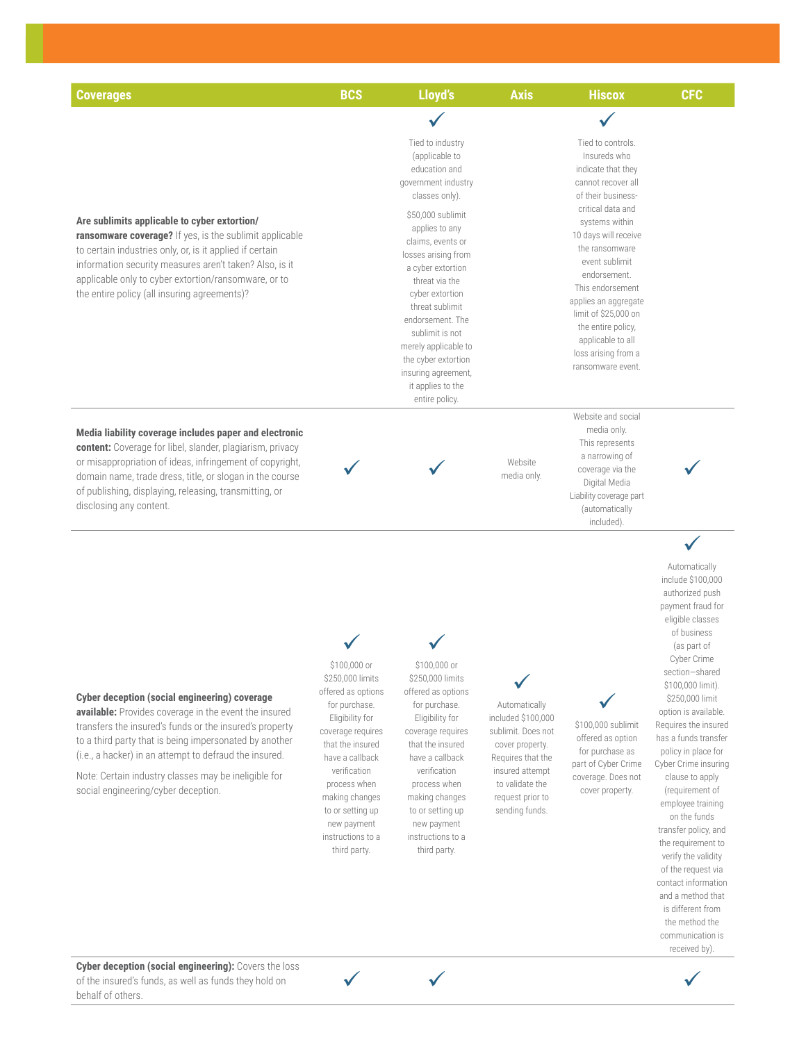| Coverages | BCS | Lloyd's | Axis | Hiscox | CFC |
|---|---|---|---|---|---|
| **Are sublimits applicable to cyber extortion/ ransomware coverage?** If yes, is the sublimit applicable to certain industries only, or, is it applied if certain information security measures aren't taken? Also, is it applicable only to cyber extortion/ransomware, or to the entire policy (all insuring agreements)? | | ✓ Tied to industry (applicable to education and government industry classes only). $50,000 sublimit applies to any claims, events or losses arising from a cyber extortion threat via the cyber extortion threat sublimit endorsement. The sublimit is not merely applicable to the cyber extortion insuring agreement, it applies to the entire policy. | | ✓ Tied to controls. Insureds who indicate that they cannot recover all of their business-critical data and systems within 10 days will receive the ransomware event sublimit endorsement. This endorsement applies an aggregate limit of $25,000 on the entire policy, applicable to all loss arising from a ransomware event. | |
| **Media liability coverage includes paper and electronic content:** Coverage for libel, slander, plagiarism, privacy or misappropriation of ideas, infringement of copyright, domain name, trade dress, title, or slogan in the course of publishing, displaying, releasing, transmitting, or disclosing any content. | ✓ | ✓ | Website media only. | Website and social media only. This represents a narrowing of coverage via the Digital Media Liability coverage part (automatically included). | ✓ |
| **Cyber deception (social engineering) coverage available:** Provides coverage in the event the insured transfers the insured's funds or the insured's property to a third party that is being impersonated by another (i.e., a hacker) in an attempt to defraud the insured.<br><br>Note: Certain industry classes may be ineligible for social engineering/cyber deception. | ✓ $100,000 or $250,000 limits offered as options for purchase. Eligibility for coverage requires that the insured have a callback verification process when making changes to or setting up new payment instructions to a third party. | ✓ $100,000 or $250,000 limits offered as options for purchase. Eligibility for coverage requires that the insured have a callback verification process when making changes to or setting up new payment instructions to a third party. | ✓ Automatically included $100,000 sublimit. Does not cover property. Requires that the insured attempt to validate the request prior to sending funds. | ✓ $100,000 sublimit offered as option for purchase as part of Cyber Crime coverage. Does not cover property. | ✓ Automatically include $100,000 authorized push payment fraud for eligible classes of business (as part of Cyber Crime section—shared $100,000 limit). $250,000 limit option is available. Requires the insured has a funds transfer policy in place for Cyber Crime insuring clause to apply (requirement of employee training on the funds transfer policy, and the requirement to verify the validity of the request via contact information and a method that is different from the method the communication is received by). |
| **Cyber deception (social engineering):** Covers the loss of the insured's funds, as well as funds they hold on behalf of others. | ✓ | ✓ | | | ✓ |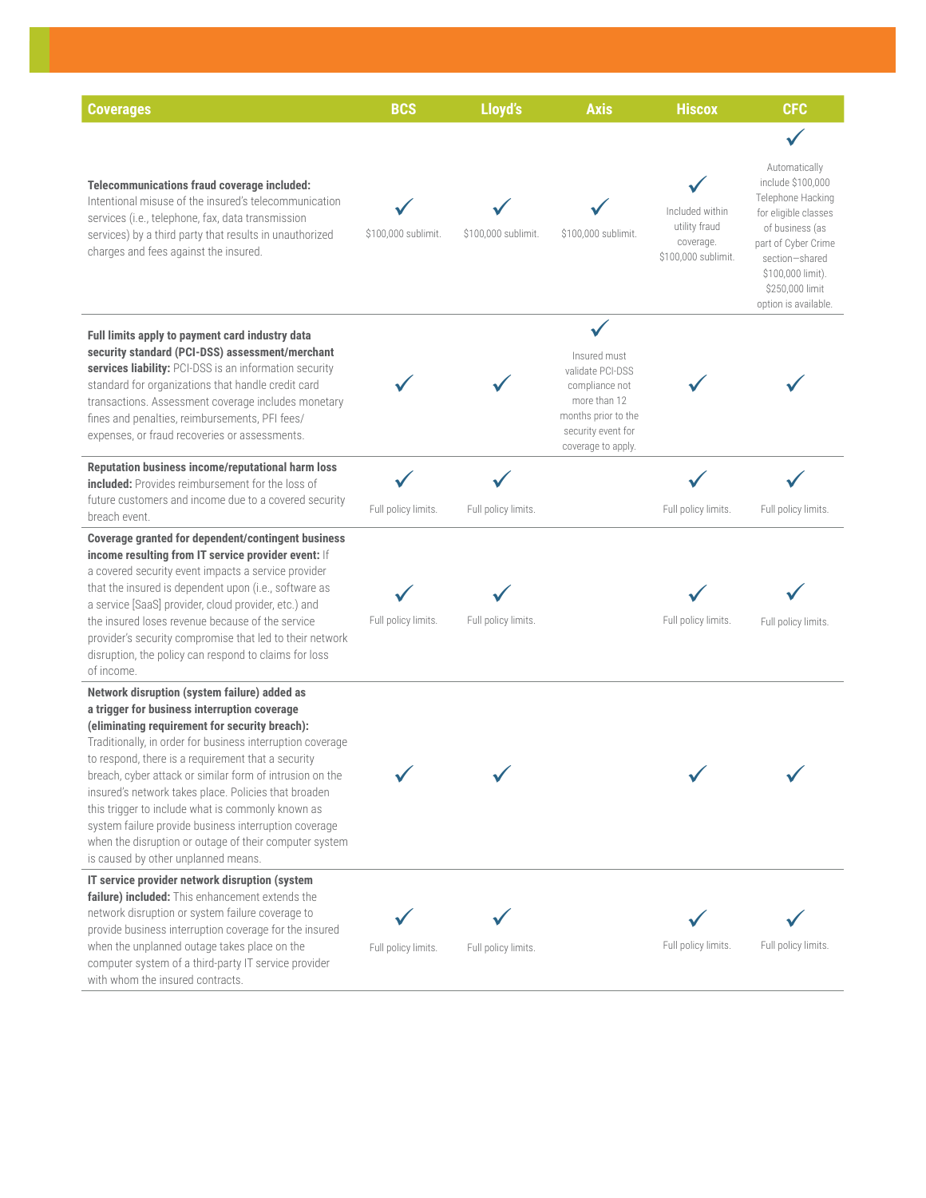| Coverages | BCS | Lloyd's | Axis | Hiscox | CFC |
|---|---|---|---|---|---|
| **Telecommunications fraud coverage included:** Intentional misuse of the insured's telecommunication services (i.e., telephone, fax, data transmission services) by a third party that results in unauthorized charges and fees against the insured. | ✓ $100,000 sublimit. | ✓ $100,000 sublimit. | ✓ $100,000 sublimit. | ✓ Included within utility fraud coverage. $100,000 sublimit. | ✓ Automatically include $100,000 Telephone Hacking for eligible classes of business (as part of Cyber Crime section—shared $100,000 limit). $250,000 limit option is available. |
| **Full limits apply to payment card industry data security standard (PCI-DSS) assessment/merchant services liability:** PCI-DSS is an information security standard for organizations that handle credit card transactions. Assessment coverage includes monetary fines and penalties, reimbursements, PFI fees/expenses, or fraud recoveries or assessments. | ✓ | ✓ | ✓ Insured must validate PCI-DSS compliance not more than 12 months prior to the security event for coverage to apply. | ✓ | ✓ |
| **Reputation business income/reputational harm loss included:** Provides reimbursement for the loss of future customers and income due to a covered security breach event. | ✓ Full policy limits. | ✓ Full policy limits. | | ✓ Full policy limits. | ✓ Full policy limits. |
| **Coverage granted for dependent/contingent business income resulting from IT service provider event:** If a covered security event impacts a service provider that the insured is dependent upon (i.e., software as a service [SaaS] provider, cloud provider, etc.) and the insured loses revenue because of the service provider's security compromise that led to their network disruption, the policy can respond to claims for loss of income. | ✓ Full policy limits. | ✓ Full policy limits. | | ✓ Full policy limits. | ✓ Full policy limits. |
| **Network disruption (system failure) added as a trigger for business interruption coverage (eliminating requirement for security breach):** Traditionally, in order for business interruption coverage to respond, there is a requirement that a security breach, cyber attack or similar form of intrusion on the insured's network takes place. Policies that broaden this trigger to include what is commonly known as system failure provide business interruption coverage when the disruption or outage of their computer system is caused by other unplanned means. | ✓ | ✓ | | ✓ | ✓ |
| **IT service provider network disruption (system failure) included:** This enhancement extends the network disruption or system failure coverage to provide business interruption coverage for the insured when the unplanned outage takes place on the computer system of a third-party IT service provider with whom the insured contracts. | ✓ Full policy limits. | ✓ Full policy limits. | | ✓ Full policy limits. | ✓ Full policy limits. |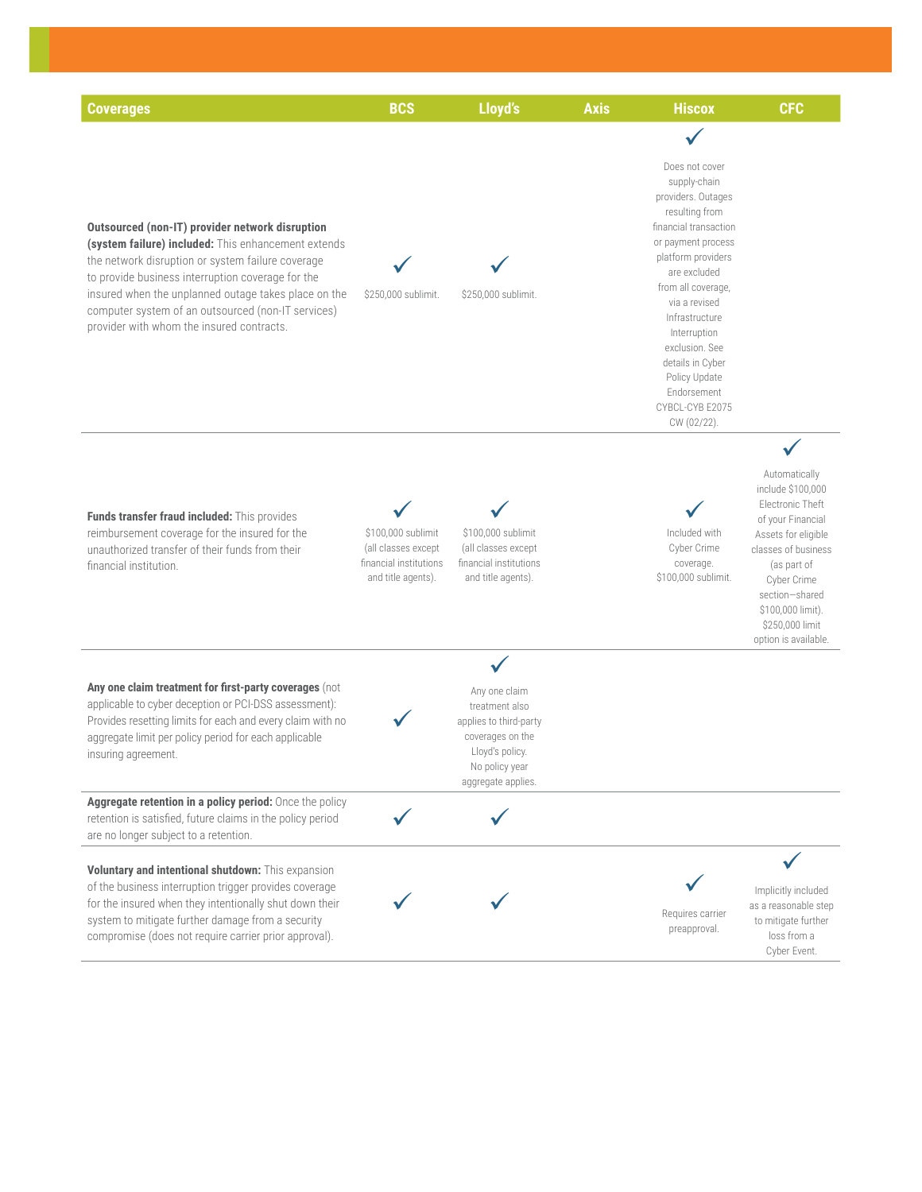| Coverages | BCS | Lloyd's | Axis | Hiscox | CFC |
|---|---|---|---|---|---|
| **Outsourced (non-IT) provider network disruption (system failure) included:** This enhancement extends the network disruption or system failure coverage to provide business interruption coverage for the insured when the unplanned outage takes place on the computer system of an outsourced (non-IT services) provider with whom the insured contracts. | ✓ $250,000 sublimit. | ✓ $250,000 sublimit. | | ✓ Does not cover supply-chain providers. Outages resulting from financial transaction or payment process platform providers are excluded from all coverage, via a revised Infrastructure Interruption exclusion. See details in Cyber Policy Update Endorsement CYBCL-CYB E2075 CW (02/22). | |
| **Funds transfer fraud included:** This provides reimbursement coverage for the insured for the unauthorized transfer of their funds from their financial institution. | ✓ $100,000 sublimit (all classes except financial institutions and title agents). | ✓ $100,000 sublimit (all classes except financial institutions and title agents). | | ✓ Included with Cyber Crime coverage. $100,000 sublimit. | ✓ Automatically include $100,000 Electronic Theft of your Financial Assets for eligible classes of business (as part of Cyber Crime section—shared $100,000 limit). $250,000 limit option is available. |
| **Any one claim treatment for first-party coverages** (not applicable to cyber deception or PCI-DSS assessment): Provides resetting limits for each and every claim with no aggregate limit per policy period for each applicable insuring agreement. | ✓ | ✓ Any one claim treatment also applies to third-party coverages on the Lloyd's policy. No policy year aggregate applies. | | | |
| **Aggregate retention in a policy period:** Once the policy retention is satisfied, future claims in the policy period are no longer subject to a retention. | ✓ | ✓ | | | |
| **Voluntary and intentional shutdown:** This expansion of the business interruption trigger provides coverage for the insured when they intentionally shut down their system to mitigate further damage from a security compromise (does not require carrier prior approval). | ✓ | ✓ | | ✓ Requires carrier preapproval. | ✓ Implicitly included as a reasonable step to mitigate further loss from a Cyber Event. |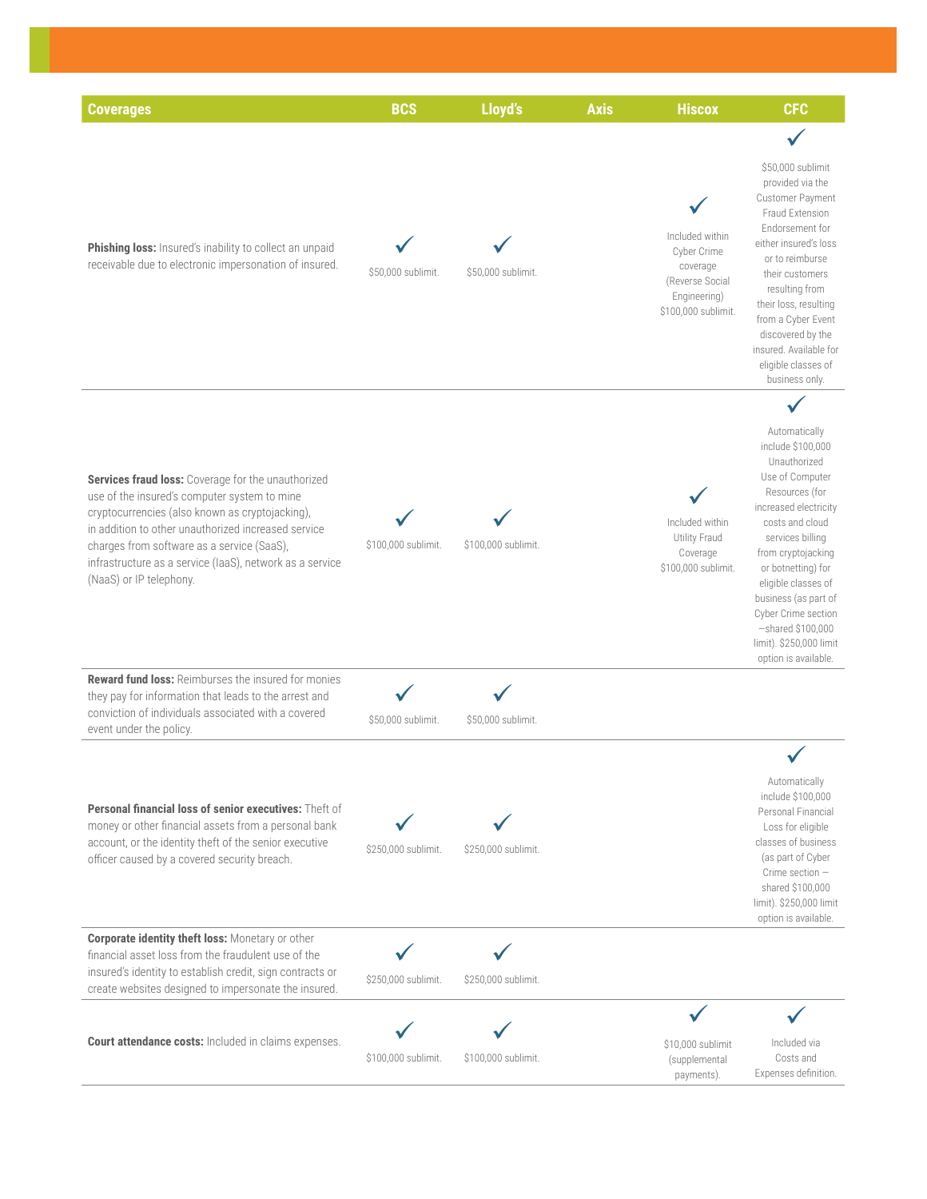| Coverages | BCS | Lloyd's | Axis | Hiscox | CFC |
|---|---|---|---|---|---|
| **Phishing loss:** Insured's inability to collect an unpaid receivable due to electronic impersonation of insured. | ✓ $50,000 sublimit. | ✓ $50,000 sublimit. | | ✓ Included within Cyber Crime coverage (Reverse Social Engineering) $100,000 sublimit. | ✓ $50,000 sublimit provided via the Customer Payment Fraud Extension Endorsement for either insured's loss or to reimburse their customers resulting from their loss, resulting from a Cyber Event discovered by the insured. Available for eligible classes of business only. |
| **Services fraud loss:** Coverage for the unauthorized use of the insured's computer system to mine cryptocurrencies (also known as cryptojacking), in addition to other unauthorized increased service charges from software as a service (SaaS), infrastructure as a service (IaaS), network as a service (NaaS) or IP telephony. | ✓ $100,000 sublimit. | ✓ $100,000 sublimit. | | ✓ Included within Utility Fraud Coverage $100,000 sublimit. | ✓ Automatically include $100,000 Unauthorized Use of Computer Resources (for increased electricity costs and cloud services billing from cryptojacking or botnetting) for eligible classes of business (as part of Cyber Crime section —shared $100,000 limit). $250,000 limit option is available. |
| **Reward fund loss:** Reimburses the insured for monies they pay for information that leads to the arrest and conviction of individuals associated with a covered event under the policy. | ✓ $50,000 sublimit. | ✓ $50,000 sublimit. | | | |
| **Personal financial loss of senior executives:** Theft of money or other financial assets from a personal bank account, or the identity theft of the senior executive officer caused by a covered security breach. | ✓ $250,000 sublimit. | ✓ $250,000 sublimit. | | | ✓ Automatically include $100,000 Personal Financial Loss for eligible classes of business (as part of Cyber Crime section — shared $100,000 limit). $250,000 limit option is available. |
| **Corporate identity theft loss:** Monetary or other financial asset loss from the fraudulent use of the insured's identity to establish credit, sign contracts or create websites designed to impersonate the insured. | ✓ $250,000 sublimit. | ✓ $250,000 sublimit. | | | |
| **Court attendance costs:** Included in claims expenses. | ✓ $100,000 sublimit. | ✓ $100,000 sublimit. | | ✓ $10,000 sublimit (supplemental payments). | ✓ Included via Costs and Expenses definition. |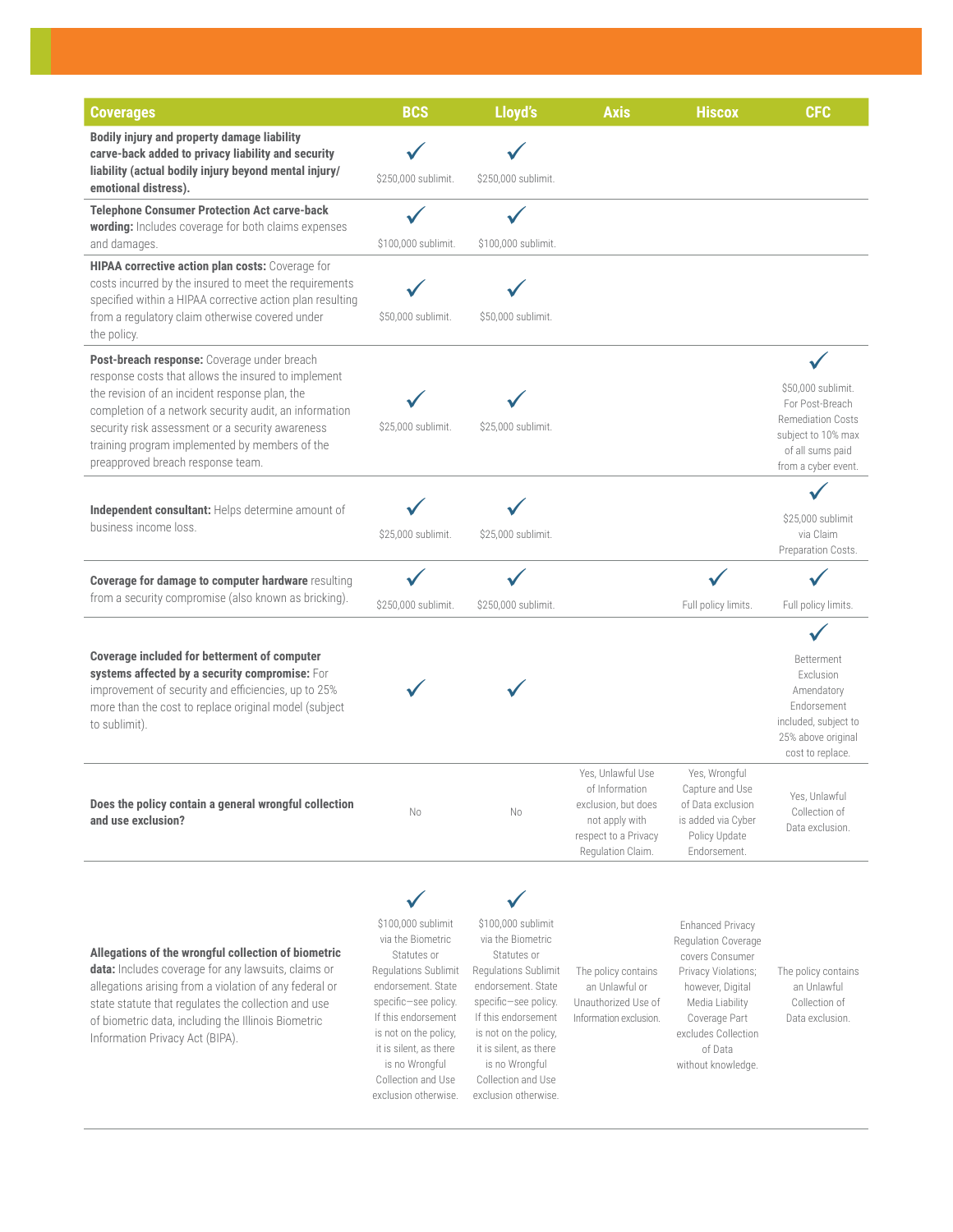| Coverages | BCS | Lloyd's | Axis | Hiscox | CFC |
|---|---|---|---|---|---|
| **Bodily injury and property damage liability carve-back added to privacy liability and security liability (actual bodily injury beyond mental injury/ emotional distress).** | ✓ $250,000 sublimit. | ✓ $250,000 sublimit. | | | |
| **Telephone Consumer Protection Act carve-back wording:** Includes coverage for both claims expenses and damages. | ✓ $100,000 sublimit. | ✓ $100,000 sublimit. | | | |
| **HIPAA corrective action plan costs:** Coverage for costs incurred by the insured to meet the requirements specified within a HIPAA corrective action plan resulting from a regulatory claim otherwise covered under the policy. | ✓ $50,000 sublimit. | ✓ $50,000 sublimit. | | | |
| **Post-breach response:** Coverage under breach response costs that allows the insured to implement the revision of an incident response plan, the completion of a network security audit, an information security risk assessment or a security awareness training program implemented by members of the preapproved breach response team. | ✓ $25,000 sublimit. | ✓ $25,000 sublimit. | | | ✓ $50,000 sublimit. For Post-Breach Remediation Costs subject to 10% max of all sums paid from a cyber event. |
| **Independent consultant:** Helps determine amount of business income loss. | ✓ $25,000 sublimit. | ✓ $25,000 sublimit. | | | ✓ $25,000 sublimit via Claim Preparation Costs. |
| **Coverage for damage to computer hardware** resulting from a security compromise (also known as bricking). | ✓ $250,000 sublimit. | ✓ $250,000 sublimit. | | ✓ Full policy limits. | ✓ Full policy limits. |
| **Coverage included for betterment of computer systems affected by a security compromise:** For improvement of security and efficiencies, up to 25% more than the cost to replace original model (subject to sublimit). | ✓ | ✓ | | | ✓ Betterment Exclusion Amendatory Endorsement included, subject to 25% above original cost to replace. |
| **Does the policy contain a general wrongful collection and use exclusion?** | No | No | Yes, Unlawful Use of Information exclusion, but does not apply with respect to a Privacy Regulation Claim. | Yes, Wrongful Capture and Use of Data exclusion is added via Cyber Policy Update Endorsement. | Yes, Unlawful Collection of Data exclusion. |
| **Allegations of the wrongful collection of biometric data:** Includes coverage for any lawsuits, claims or allegations arising from a violation of any federal or state statute that regulates the collection and use of biometric data, including the Illinois Biometric Information Privacy Act (BIPA). | ✓ $100,000 sublimit via the Biometric Statutes or Regulations Sublimit endorsement. State specific—see policy. If this endorsement is not on the policy, it is silent, as there is no Wrongful Collection and Use exclusion otherwise. | ✓ $100,000 sublimit via the Biometric Statutes or Regulations Sublimit endorsement. State specific—see policy. If this endorsement is not on the policy, it is silent, as there is no Wrongful Collection and Use exclusion otherwise. | The policy contains an Unlawful or Unauthorized Use of Information exclusion. | Enhanced Privacy Regulation Coverage covers Consumer Privacy Violations; however, Digital Media Liability Coverage Part excludes Collection of Data without knowledge. | The policy contains an Unlawful Collection of Data exclusion. |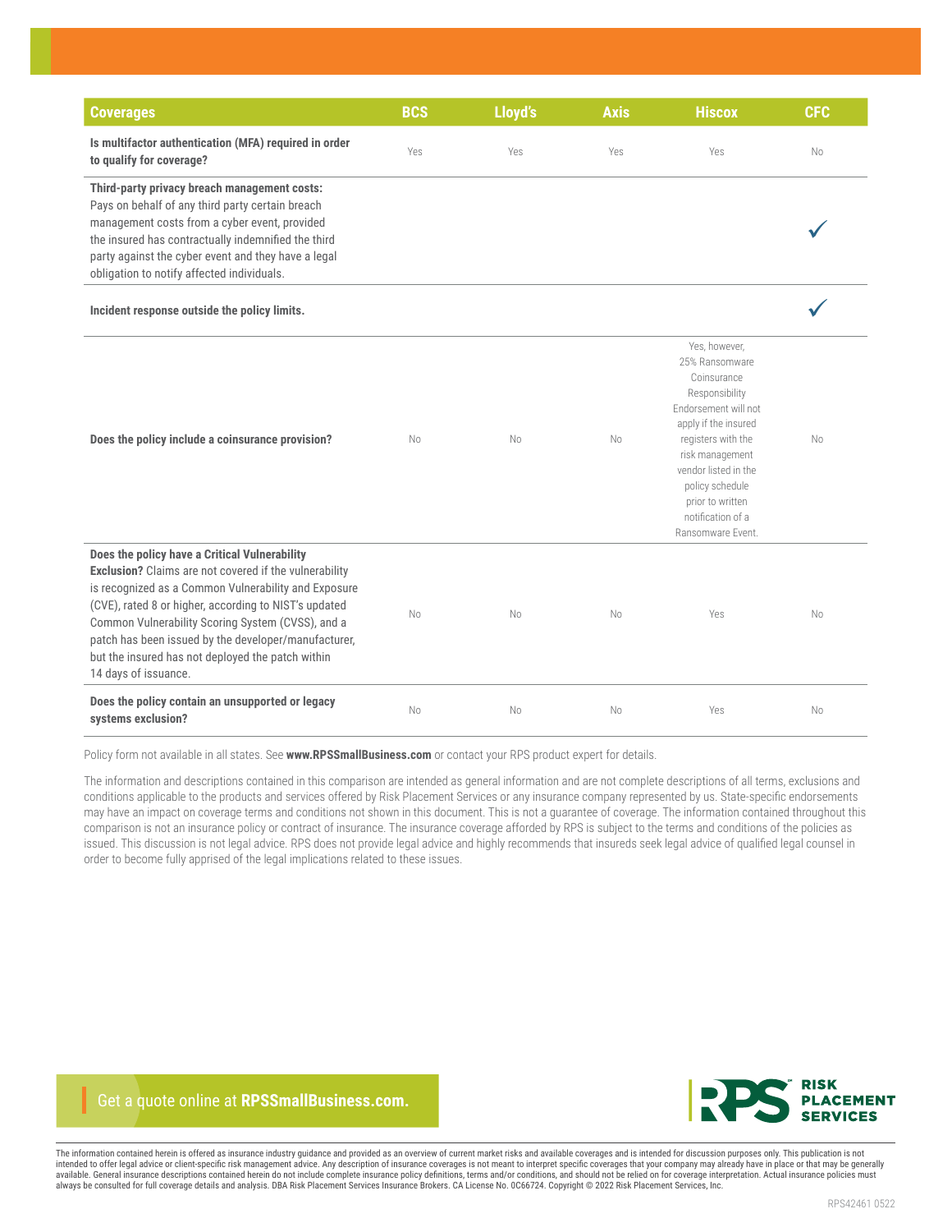| Coverages | BCS | Lloyd's | Axis | Hiscox | CFC |
|---|---|---|---|---|---|
| **Is multifactor authentication (MFA) required in order to qualify for coverage?** | Yes | Yes | Yes | Yes | No |
| **Third-party privacy breach management costs:** Pays on behalf of any third party certain breach management costs from a cyber event, provided the insured has contractually indemnified the third party against the cyber event and they have a legal obligation to notify affected individuals. | | | | | ✓ |
| **Incident response outside the policy limits.** | | | | | ✓ |
| **Does the policy include a coinsurance provision?** | No | No | No | Yes, however, 25% Ransomware Coinsurance Responsibility Endorsement will not apply if the insured registers with the risk management vendor listed in the policy schedule prior to written notification of a Ransomware Event. | No |
| **Does the policy have a Critical Vulnerability Exclusion?** Claims are not covered if the vulnerability is recognized as a Common Vulnerability and Exposure (CVE), rated 8 or higher, according to NIST's updated Common Vulnerability Scoring System (CVSS), and a patch has been issued by the developer/manufacturer, but the insured has not deployed the patch within 14 days of issuance. | No | No | No | Yes | No |
| **Does the policy contain an unsupported or legacy systems exclusion?** | No | No | No | Yes | No |

Policy form not available in all states. See **www.RPSSmallBusiness.com** or contact your RPS product expert for details.

The information and descriptions contained in this comparison are intended as general information and are not complete descriptions of all terms, exclusions and conditions applicable to the products and services offered by Risk Placement Services or any insurance company represented by us. State-specific endorsements may have an impact on coverage terms and conditions not shown in this document. This is not a guarantee of coverage. The information contained throughout this comparison is not an insurance policy or contract of insurance. The insurance coverage afforded by RPS is subject to the terms and conditions of the policies as issued. This discussion is not legal advice. RPS does not provide legal advice and highly recommends that insureds seek legal advice of qualified legal counsel in order to become fully apprised of the legal implications related to these issues.

Get a quote online at **RPSSmallBusiness.com.**

RPS RISK PLACEMENT SERVICES

The information contained herein is offered as insurance industry guidance and provided as an overview of current market risks and available coverages and is intended for discussion purposes only. This publication is not intended to offer legal advice or client-specific risk management advice. Any description of insurance coverages is not meant to interpret specific coverages that your company may already have in place or that may be generally available. General insurance descriptions contained herein do not include complete insurance policy definitions, terms and/or conditions, and should not be relied on for coverage interpretation. Actual insurance policies must always be consulted for full coverage details and analysis. DBA Risk Placement Services Insurance Brokers. CA License No. 0C66724. Copyright © 2022 Risk Placement Services, Inc.

RPS42461 0522